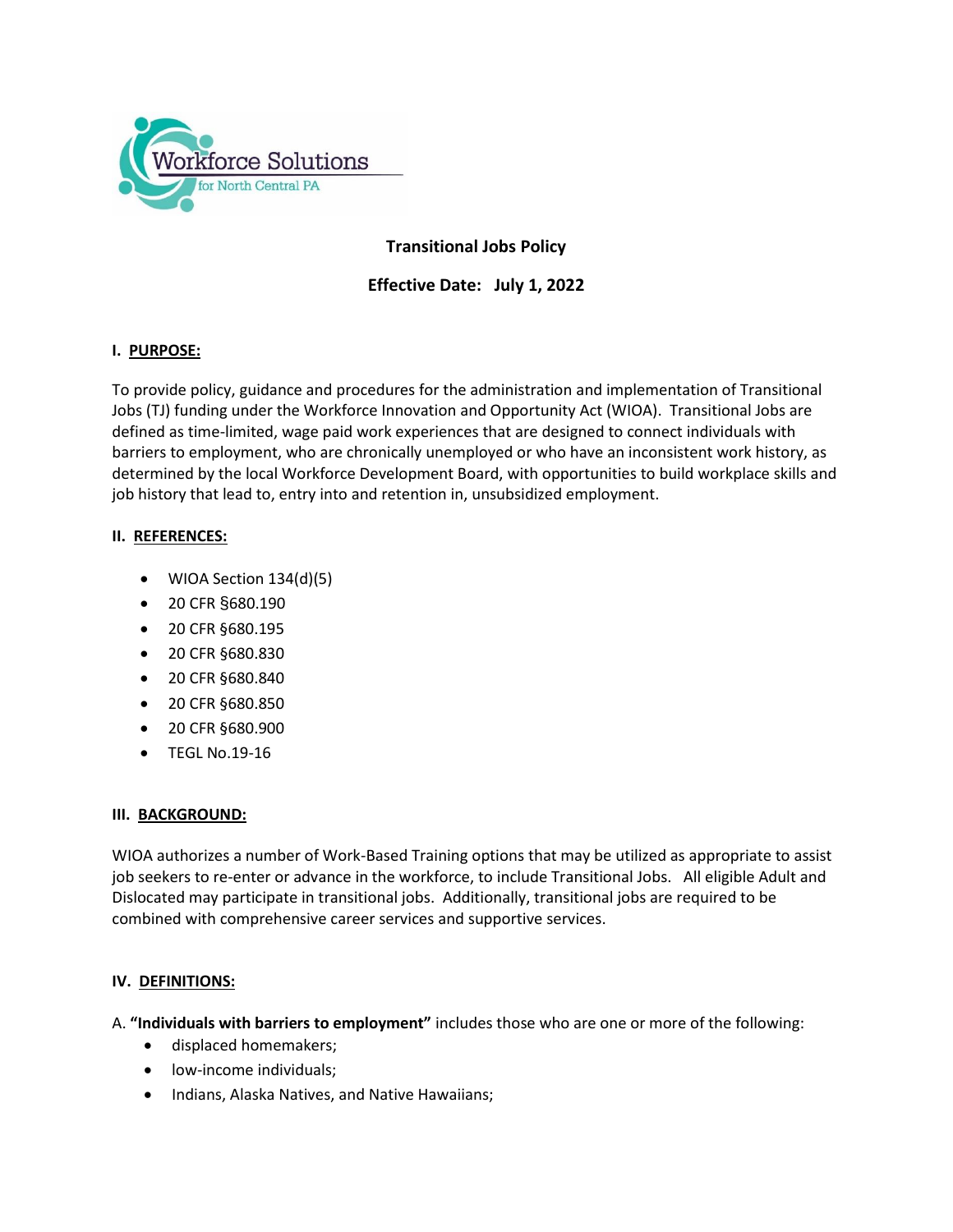Workforce Solutions for North Central PA

# Transitional Jobs Policy

**Effective Date: July 1, 2022**

## I. PURPOSE:

To provide policy, guidance and procedures for the administration and implementation of Transitional Jobs (TJ) funding under the Workforce Innovation and Opportunity Act (WIOA). Transitional Jobs are defined as time-limited, wage paid work experiences that are designed to connect individuals with barriers to employment, who are chronically unemployed or who have an inconsistent work history, as determined by the local Workforce Development Board, with opportunities to build workplace skills and job history that lead to, entry into and retention in, unsubsidized employment.

## II. REFERENCES:

- WIOA Section 134(d)(5)
- 20 CFR §680.190
- 20 CFR §680.195
- 20 CFR §680.830
- 20 CFR §680.840
- 20 CFR §680.850
- 20 CFR §680.900
- TEGL No.19-16

## III. BACKGROUND:

WIOA authorizes a number of Work-Based Training options that may be utilized as appropriate to assist job seekers to re-enter or advance in the workforce, to include Transitional Jobs. All eligible Adult and Dislocated may participate in transitional jobs. Additionally, transitional jobs are required to be combined with comprehensive career services and supportive services.

## IV. DEFINITIONS:

A. **"Individuals with barriers to employment"** includes those who are one or more of the following:

- displaced homemakers;
- low-income individuals;
- Indians, Alaska Natives, and Native Hawaiians;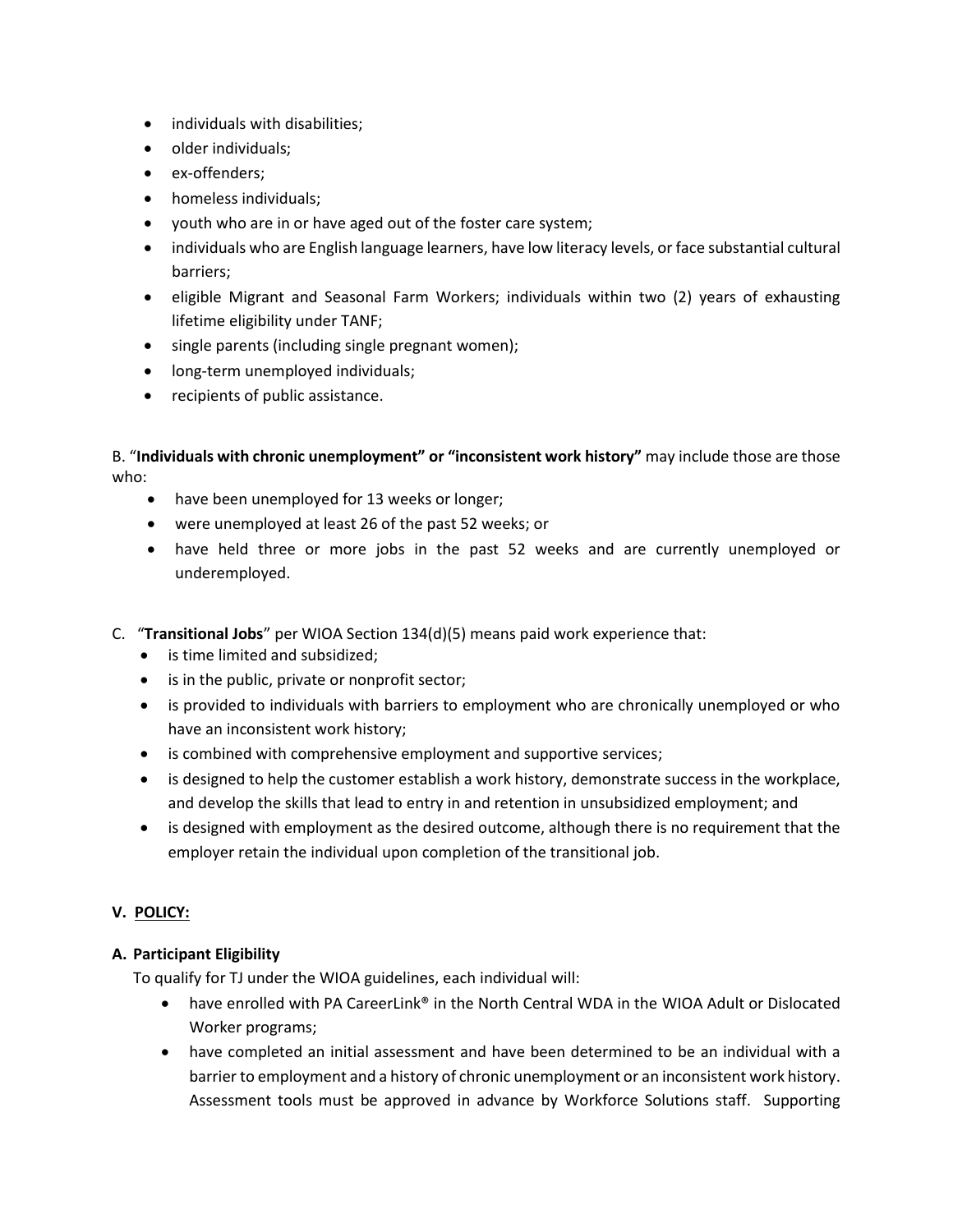- individuals with disabilities;
- older individuals;
- ex-offenders;
- homeless individuals;
- youth who are in or have aged out of the foster care system;
- individuals who are English language learners, have low literacy levels, or face substantial cultural barriers;
- eligible Migrant and Seasonal Farm Workers; individuals within two (2) years of exhausting lifetime eligibility under TANF;
- single parents (including single pregnant women);
- long-term unemployed individuals;
- recipients of public assistance.

B. "**Individuals with chronic unemployment" or "inconsistent work history"** may include those are those who:

- have been unemployed for 13 weeks or longer;
- were unemployed at least 26 of the past 52 weeks; or
- have held three or more jobs in the past 52 weeks and are currently unemployed or underemployed.

C. "**Transitional Jobs**" per WIOA Section 134(d)(5) means paid work experience that:

- is time limited and subsidized;
- is in the public, private or nonprofit sector;
- is provided to individuals with barriers to employment who are chronically unemployed or who have an inconsistent work history;
- is combined with comprehensive employment and supportive services;
- is designed to help the customer establish a work history, demonstrate success in the workplace, and develop the skills that lead to entry in and retention in unsubsidized employment; and
- is designed with employment as the desired outcome, although there is no requirement that the employer retain the individual upon completion of the transitional job.

## V. POLICY:

### A. Participant Eligibility

To qualify for TJ under the WIOA guidelines, each individual will:

- have enrolled with PA CareerLink® in the North Central WDA in the WIOA Adult or Dislocated Worker programs;
- have completed an initial assessment and have been determined to be an individual with a barrier to employment and a history of chronic unemployment or an inconsistent work history. Assessment tools must be approved in advance by Workforce Solutions staff. Supporting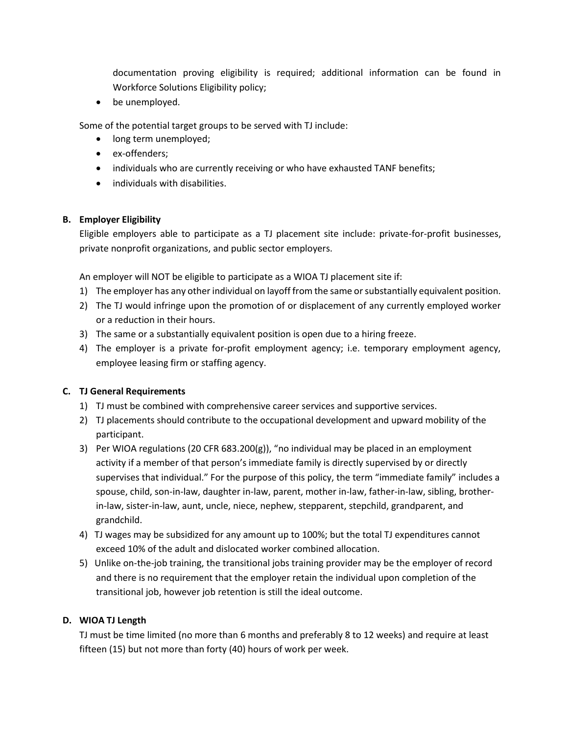documentation proving eligibility is required; additional information can be found in Workforce Solutions Eligibility policy;

- be unemployed.

Some of the potential target groups to be served with TJ include:

- long term unemployed;
- ex-offenders;
- individuals who are currently receiving or who have exhausted TANF benefits;
- individuals with disabilities.

**B. Employer Eligibility**

Eligible employers able to participate as a TJ placement site include: private-for-profit businesses, private nonprofit organizations, and public sector employers.

An employer will NOT be eligible to participate as a WIOA TJ placement site if:

1) The employer has any other individual on layoff from the same or substantially equivalent position.
2) The TJ would infringe upon the promotion of or displacement of any currently employed worker or a reduction in their hours.
3) The same or a substantially equivalent position is open due to a hiring freeze.
4) The employer is a private for-profit employment agency; i.e. temporary employment agency, employee leasing firm or staffing agency.

**C. TJ General Requirements**

1) TJ must be combined with comprehensive career services and supportive services.
2) TJ placements should contribute to the occupational development and upward mobility of the participant.
3) Per WIOA regulations (20 CFR 683.200(g)), "no individual may be placed in an employment activity if a member of that person's immediate family is directly supervised by or directly supervises that individual." For the purpose of this policy, the term "immediate family" includes a spouse, child, son-in-law, daughter in-law, parent, mother in-law, father-in-law, sibling, brother-in-law, sister-in-law, aunt, uncle, niece, nephew, stepparent, stepchild, grandparent, and grandchild.
4) TJ wages may be subsidized for any amount up to 100%; but the total TJ expenditures cannot exceed 10% of the adult and dislocated worker combined allocation.
5) Unlike on-the-job training, the transitional jobs training provider may be the employer of record and there is no requirement that the employer retain the individual upon completion of the transitional job, however job retention is still the ideal outcome.

**D. WIOA TJ Length**

TJ must be time limited (no more than 6 months and preferably 8 to 12 weeks) and require at least fifteen (15) but not more than forty (40) hours of work per week.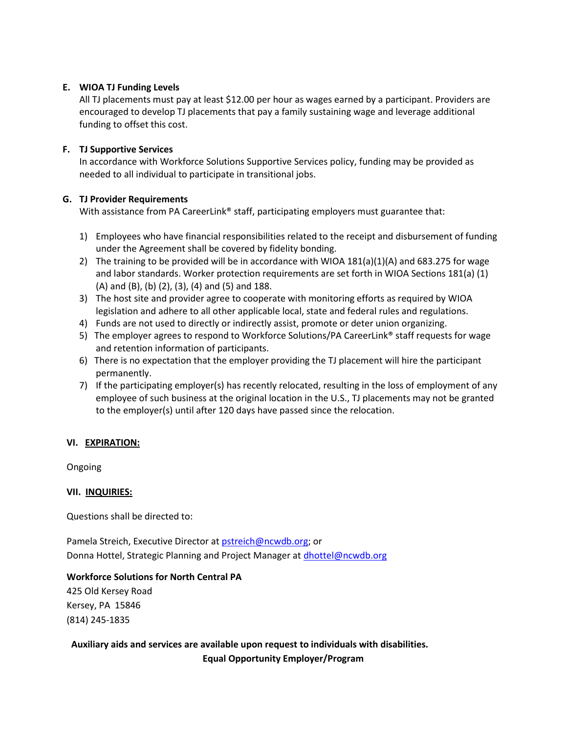**E. WIOA TJ Funding Levels**

All TJ placements must pay at least $12.00 per hour as wages earned by a participant. Providers are encouraged to develop TJ placements that pay a family sustaining wage and leverage additional funding to offset this cost.

**F. TJ Supportive Services**

In accordance with Workforce Solutions Supportive Services policy, funding may be provided as needed to all individual to participate in transitional jobs.

**G. TJ Provider Requirements**

With assistance from PA CareerLink® staff, participating employers must guarantee that:

1) Employees who have financial responsibilities related to the receipt and disbursement of funding under the Agreement shall be covered by fidelity bonding.
2) The training to be provided will be in accordance with WIOA 181(a)(1)(A) and 683.275 for wage and labor standards. Worker protection requirements are set forth in WIOA Sections 181(a) (1) (A) and (B), (b) (2), (3), (4) and (5) and 188.
3) The host site and provider agree to cooperate with monitoring efforts as required by WIOA legislation and adhere to all other applicable local, state and federal rules and regulations.
4) Funds are not used to directly or indirectly assist, promote or deter union organizing.
5) The employer agrees to respond to Workforce Solutions/PA CareerLink® staff requests for wage and retention information of participants.
6) There is no expectation that the employer providing the TJ placement will hire the participant permanently.
7) If the participating employer(s) has recently relocated, resulting in the loss of employment of any employee of such business at the original location in the U.S., TJ placements may not be granted to the employer(s) until after 120 days have passed since the relocation.

## VI. EXPIRATION:

Ongoing

## VII. INQUIRIES:

Questions shall be directed to:

Pamela Streich, Executive Director at pstreich@ncwdb.org; or
Donna Hottel, Strategic Planning and Project Manager at dhottel@ncwdb.org

**Workforce Solutions for North Central PA**
425 Old Kersey Road
Kersey, PA 15846
(814) 245-1835

**Auxiliary aids and services are available upon request to individuals with disabilities.**
**Equal Opportunity Employer/Program**